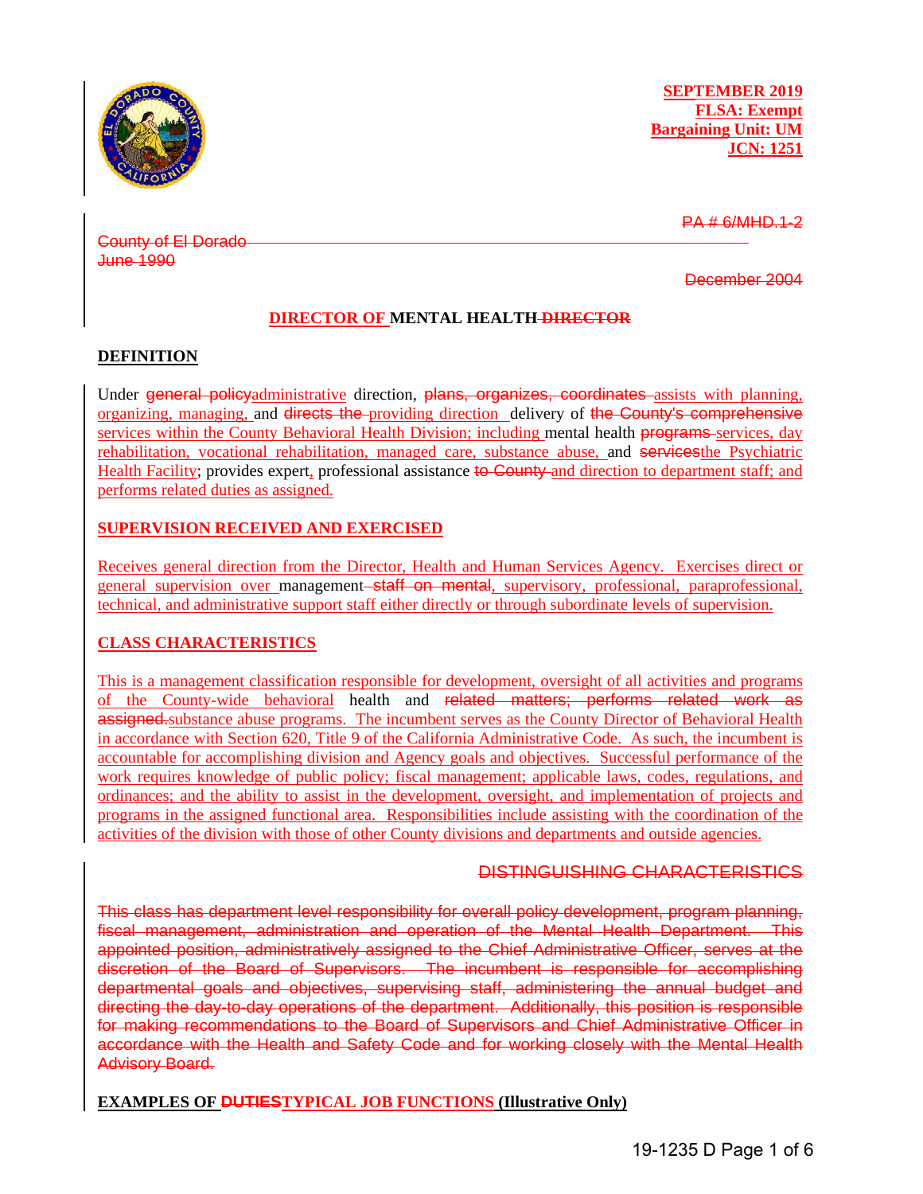**SEPTEMBER 2019**
**FLSA: Exempt**
**Bargaining Unit: UM**
**JCN: 1251**

~~PA # 6/MHD.1-2~~

~~County of El Dorado~~
~~June 1990~~

~~December 2004~~

# DIRECTOR OF MENTAL HEALTH ~~DIRECTOR~~

## DEFINITION

Under ~~general policy~~administrative direction, ~~plans, organizes, coordinates~~ assists with planning, organizing, managing, and ~~directs the~~ providing direction delivery of ~~the County's comprehensive~~ services within the County Behavioral Health Division; including mental health ~~programs~~ services, day rehabilitation, vocational rehabilitation, managed care, substance abuse, and ~~services~~the Psychiatric Health Facility; provides expert, professional assistance ~~to County~~ and direction to department staff; and performs related duties as assigned.

## SUPERVISION RECEIVED AND EXERCISED

Receives general direction from the Director, Health and Human Services Agency. Exercises direct or general supervision over management ~~staff on mental~~, supervisory, professional, paraprofessional, technical, and administrative support staff either directly or through subordinate levels of supervision.

## CLASS CHARACTERISTICS

This is a management classification responsible for development, oversight of all activities and programs of the County-wide behavioral health and ~~related matters; performs related work as assigned.~~substance abuse programs. The incumbent serves as the County Director of Behavioral Health in accordance with Section 620, Title 9 of the California Administrative Code. As such, the incumbent is accountable for accomplishing division and Agency goals and objectives. Successful performance of the work requires knowledge of public policy; fiscal management; applicable laws, codes, regulations, and ordinances; and the ability to assist in the development, oversight, and implementation of projects and programs in the assigned functional area. Responsibilities include assisting with the coordination of the activities of the division with those of other County divisions and departments and outside agencies.

## ~~DISTINGUISHING CHARACTERISTICS~~

~~This class has department level responsibility for overall policy development, program planning, fiscal management, administration and operation of the Mental Health Department. This appointed position, administratively assigned to the Chief Administrative Officer, serves at the discretion of the Board of Supervisors. The incumbent is responsible for accomplishing departmental goals and objectives, supervising staff, administering the annual budget and directing the day-to-day operations of the department. Additionally, this position is responsible for making recommendations to the Board of Supervisors and Chief Administrative Officer in accordance with the Health and Safety Code and for working closely with the Mental Health Advisory Board.~~

## EXAMPLES OF ~~DUTIES~~TYPICAL JOB FUNCTIONS (Illustrative Only)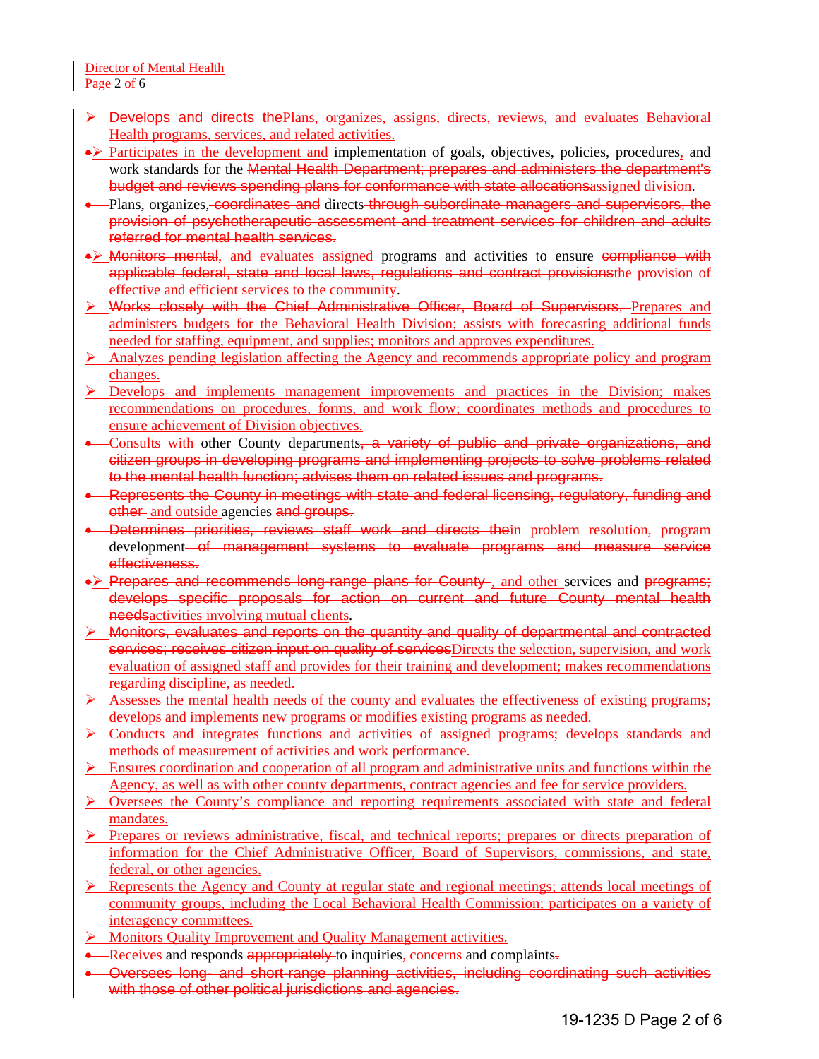- ~~Develops and directs the~~Plans, organizes, assigns, directs, reviews, and evaluates Behavioral Health programs, services, and related activities.
- Participates in the development and implementation of goals, objectives, policies, procedures, and work standards for the ~~Mental Health Department; prepares and administers the department's budget and reviews spending plans for conformance with state allocations~~assigned division.
- ~~Plans, organizes, coordinates and directs through subordinate managers and supervisors, the provision of psychotherapeutic assessment and treatment services for children and adults referred for mental health services.~~
- ~~Monitors mental~~, and evaluates assigned programs and activities to ensure ~~compliance with applicable federal, state and local laws, regulations and contract provisions~~the provision of effective and efficient services to the community.
- ~~Works closely with the Chief Administrative Officer, Board of Supervisors,~~ Prepares and administers budgets for the Behavioral Health Division; assists with forecasting additional funds needed for staffing, equipment, and supplies; monitors and approves expenditures.
- Analyzes pending legislation affecting the Agency and recommends appropriate policy and program changes.
- Develops and implements management improvements and practices in the Division; makes recommendations on procedures, forms, and work flow; coordinates methods and procedures to ensure achievement of Division objectives.
- Consults with other County departments~~, a variety of public and private organizations, and citizen groups in developing programs and implementing projects to solve problems related to the mental health function; advises them on related issues and programs~~.
- ~~Represents the County in meetings with state and federal licensing, regulatory, funding and other~~ and outside agencies ~~and groups~~.
- ~~Determines priorities, reviews staff work and directs the~~in problem resolution, program development ~~of management systems to evaluate programs and measure service effectiveness.~~
- ~~Prepares and recommends long-range plans for County~~, and other services and ~~programs; develops specific proposals for action on current and future County mental health needs~~activities involving mutual clients.
- ~~Monitors, evaluates and reports on the quantity and quality of departmental and contracted services; receives citizen input on quality of services~~Directs the selection, supervision, and work evaluation of assigned staff and provides for their training and development; makes recommendations regarding discipline, as needed.
- Assesses the mental health needs of the county and evaluates the effectiveness of existing programs; develops and implements new programs or modifies existing programs as needed.
- Conducts and integrates functions and activities of assigned programs; develops standards and methods of measurement of activities and work performance.
- Ensures coordination and cooperation of all program and administrative units and functions within the Agency, as well as with other county departments, contract agencies and fee for service providers.
- Oversees the County's compliance and reporting requirements associated with state and federal mandates.
- Prepares or reviews administrative, fiscal, and technical reports; prepares or directs preparation of information for the Chief Administrative Officer, Board of Supervisors, commissions, and state, federal, or other agencies.
- Represents the Agency and County at regular state and regional meetings; attends local meetings of community groups, including the Local Behavioral Health Commission; participates on a variety of interagency committees.
- Monitors Quality Improvement and Quality Management activities.
- Receives and responds ~~appropriately~~ to inquiries, concerns and complaints.
- ~~Oversees long- and short-range planning activities, including coordinating such activities with those of other political jurisdictions and agencies.~~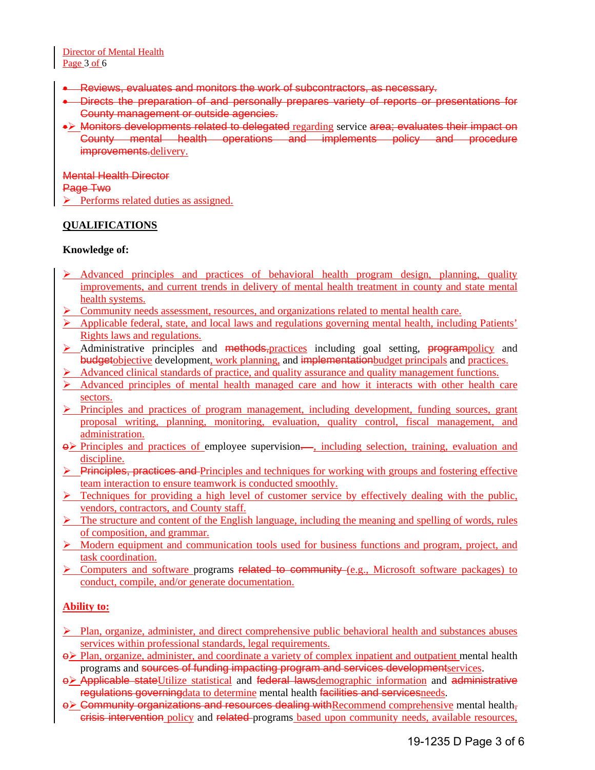- ~~Reviews, evaluates and monitors the work of subcontractors, as necessary.~~
- ~~Directs the preparation of and personally prepares variety of reports or presentations for County management or outside agencies.~~
- ~~Monitors developments related to delegated~~ regarding service ~~area; evaluates their impact on County mental health operations and implements policy and procedure improvements.~~delivery.

~~Mental Health Director~~
~~Page Two~~

- Performs related duties as assigned.

## QUALIFICATIONS

**Knowledge of:**

- Advanced principles and practices of behavioral health program design, planning, quality improvements, and current trends in delivery of mental health treatment in county and state mental health systems.
- Community needs assessment, resources, and organizations related to mental health care.
- Applicable federal, state, and local laws and regulations governing mental health, including Patients' Rights laws and regulations.
- Administrative principles and ~~methods,~~practices including goal setting, ~~program~~policy and ~~budget~~objective development, work planning, and ~~implementation~~budget principals and practices.
- Advanced clinical standards of practice, and quality assurance and quality management functions.
- Advanced principles of mental health managed care and how it interacts with other health care sectors.
- Principles and practices of program management, including development, funding sources, grant proposal writing, planning, monitoring, evaluation, quality control, fiscal management, and administration.
- Principles and practices of employee supervision~~.—~~, including selection, training, evaluation and discipline.
- ~~Principles, practices and~~ Principles and techniques for working with groups and fostering effective team interaction to ensure teamwork is conducted smoothly.
- Techniques for providing a high level of customer service by effectively dealing with the public, vendors, contractors, and County staff.
- The structure and content of the English language, including the meaning and spelling of words, rules of composition, and grammar.
- Modern equipment and communication tools used for business functions and program, project, and task coordination.
- Computers and software programs ~~related to community~~ (e.g., Microsoft software packages) to conduct, compile, and/or generate documentation.

**Ability to:**

- Plan, organize, administer, and direct comprehensive public behavioral health and substances abuses services within professional standards, legal requirements.
- Plan, organize, administer, and coordinate a variety of complex inpatient and outpatient mental health programs and ~~sources of funding impacting program and services development~~services.
- ~~Applicable state~~Utilize statistical and ~~federal laws~~demographic information and ~~administrative regulations governing~~data to determine mental health ~~facilities and services~~needs.
- ~~Community organizations and resources dealing with~~Recommend comprehensive mental health~~,~~ ~~crisis intervention~~ policy and ~~related~~ programs based upon community needs, available resources,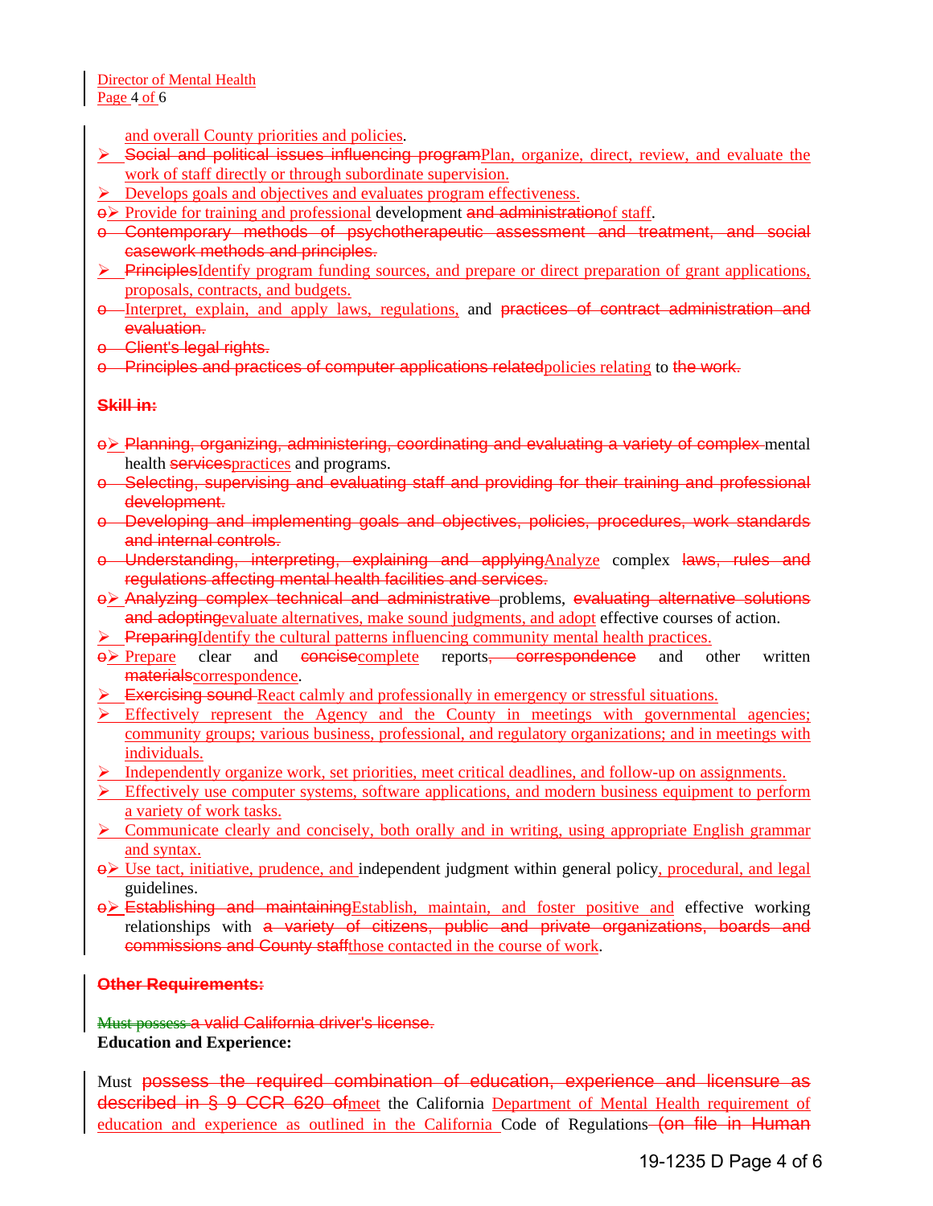and overall County priorities and policies.

- ~~Social and political issues influencing program~~Plan, organize, direct, review, and evaluate the work of staff directly or through subordinate supervision.
- Develops goals and objectives and evaluates program effectiveness.
- ~~o~~ Provide for training and professional development ~~and administration~~of staff.
- ~~o Contemporary methods of psychotherapeutic assessment and treatment, and social casework methods and principles.~~
- ~~Principles~~Identify program funding sources, and prepare or direct preparation of grant applications, proposals, contracts, and budgets.
- ~~o~~ Interpret, explain, and apply laws, regulations, and ~~practices of contract administration and evaluation.~~
- ~~o Client's legal rights.~~
- ~~o Principles and practices of computer applications related~~policies relating to ~~the work.~~

~~**Skill in:**~~

- ~~o~~ ~~Planning, organizing, administering, coordinating and evaluating a variety of complex~~ mental health ~~services~~practices and programs.
- ~~o Selecting, supervising and evaluating staff and providing for their training and professional development.~~
- ~~o Developing and implementing goals and objectives, policies, procedures, work standards and internal controls.~~
- ~~o Understanding, interpreting, explaining and applying~~Analyze complex ~~laws, rules and regulations affecting mental health facilities and services.~~
- ~~o~~ ~~Analyzing complex technical and administrative~~ problems, ~~evaluating alternative solutions and adopting~~evaluate alternatives, make sound judgments, and adopt effective courses of action.
- ~~Preparing~~Identify the cultural patterns influencing community mental health practices.
- ~~o~~ Prepare clear and ~~concise~~complete reports~~, correspondence~~ and other written ~~materials~~correspondence.
- ~~Exercising sound~~ React calmly and professionally in emergency or stressful situations.
- Effectively represent the Agency and the County in meetings with governmental agencies; community groups; various business, professional, and regulatory organizations; and in meetings with individuals.
- Independently organize work, set priorities, meet critical deadlines, and follow-up on assignments.
- Effectively use computer systems, software applications, and modern business equipment to perform a variety of work tasks.
- Communicate clearly and concisely, both orally and in writing, using appropriate English grammar and syntax.
- ~~o~~ Use tact, initiative, prudence, and independent judgment within general policy, procedural, and legal guidelines.
- ~~o~~ ~~Establishing and maintaining~~Establish, maintain, and foster positive and effective working relationships with ~~a variety of citizens, public and private organizations, boards and commissions and County staff~~those contacted in the course of work.

~~**Other Requirements:**~~

~~Must possess a valid California driver's license.~~

**Education and Experience:**

Must ~~possess the required combination of education, experience and licensure as described in § 9 CCR 620 of~~meet the California Department of Mental Health requirement of education and experience as outlined in the California Code of Regulations ~~(on file in Human~~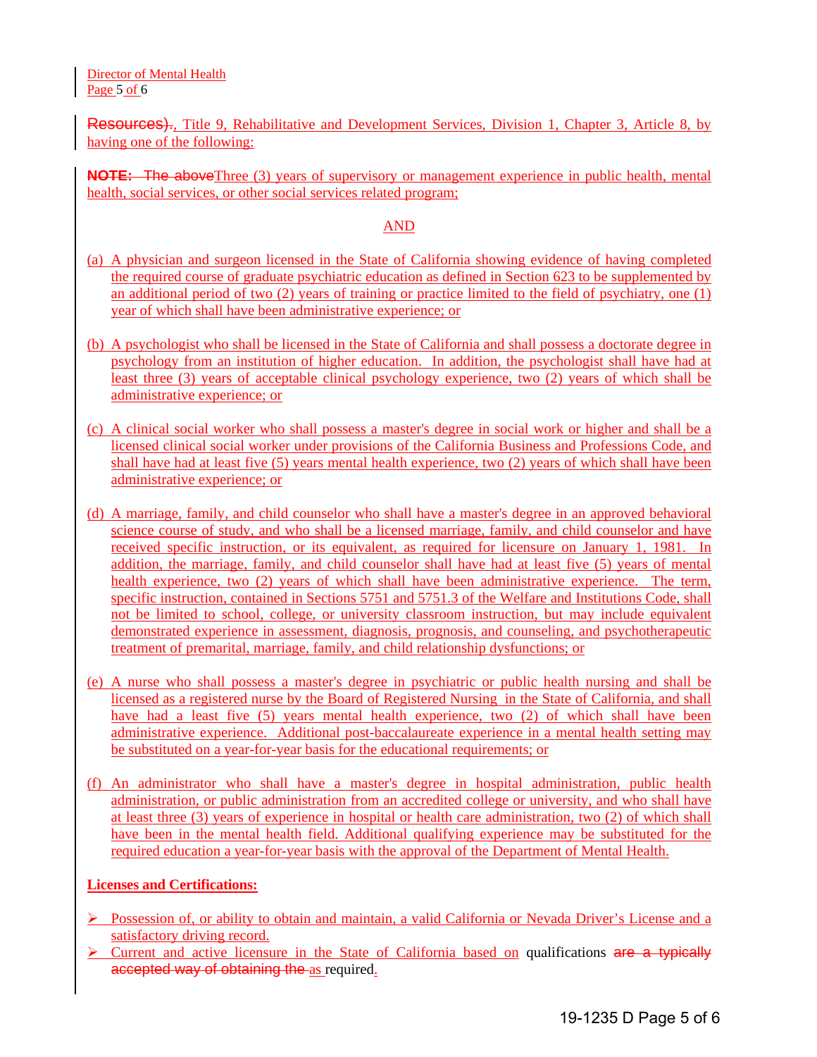Resources)., Title 9, Rehabilitative and Development Services, Division 1, Chapter 3, Article 8, by having one of the following:

**NOTE:** The aboveThree (3) years of supervisory or management experience in public health, mental health, social services, or other social services related program;

AND

(a) A physician and surgeon licensed in the State of California showing evidence of having completed the required course of graduate psychiatric education as defined in Section 623 to be supplemented by an additional period of two (2) years of training or practice limited to the field of psychiatry, one (1) year of which shall have been administrative experience; or

(b) A psychologist who shall be licensed in the State of California and shall possess a doctorate degree in psychology from an institution of higher education. In addition, the psychologist shall have had at least three (3) years of acceptable clinical psychology experience, two (2) years of which shall be administrative experience; or

(c) A clinical social worker who shall possess a master's degree in social work or higher and shall be a licensed clinical social worker under provisions of the California Business and Professions Code, and shall have had at least five (5) years mental health experience, two (2) years of which shall have been administrative experience; or

(d) A marriage, family, and child counselor who shall have a master's degree in an approved behavioral science course of study, and who shall be a licensed marriage, family, and child counselor and have received specific instruction, or its equivalent, as required for licensure on January 1, 1981. In addition, the marriage, family, and child counselor shall have had at least five (5) years of mental health experience, two (2) years of which shall have been administrative experience. The term, specific instruction, contained in Sections 5751 and 5751.3 of the Welfare and Institutions Code, shall not be limited to school, college, or university classroom instruction, but may include equivalent demonstrated experience in assessment, diagnosis, prognosis, and counseling, and psychotherapeutic treatment of premarital, marriage, family, and child relationship dysfunctions; or

(e) A nurse who shall possess a master's degree in psychiatric or public health nursing and shall be licensed as a registered nurse by the Board of Registered Nursing in the State of California, and shall have had a least five (5) years mental health experience, two (2) of which shall have been administrative experience. Additional post-baccalaureate experience in a mental health setting may be substituted on a year-for-year basis for the educational requirements; or

(f) An administrator who shall have a master's degree in hospital administration, public health administration, or public administration from an accredited college or university, and who shall have at least three (3) years of experience in hospital or health care administration, two (2) of which shall have been in the mental health field. Additional qualifying experience may be substituted for the required education a year-for-year basis with the approval of the Department of Mental Health.

**Licenses and Certifications:**

- Possession of, or ability to obtain and maintain, a valid California or Nevada Driver's License and a satisfactory driving record.
- Current and active licensure in the State of California based on qualifications are a typically accepted way of obtaining the as required.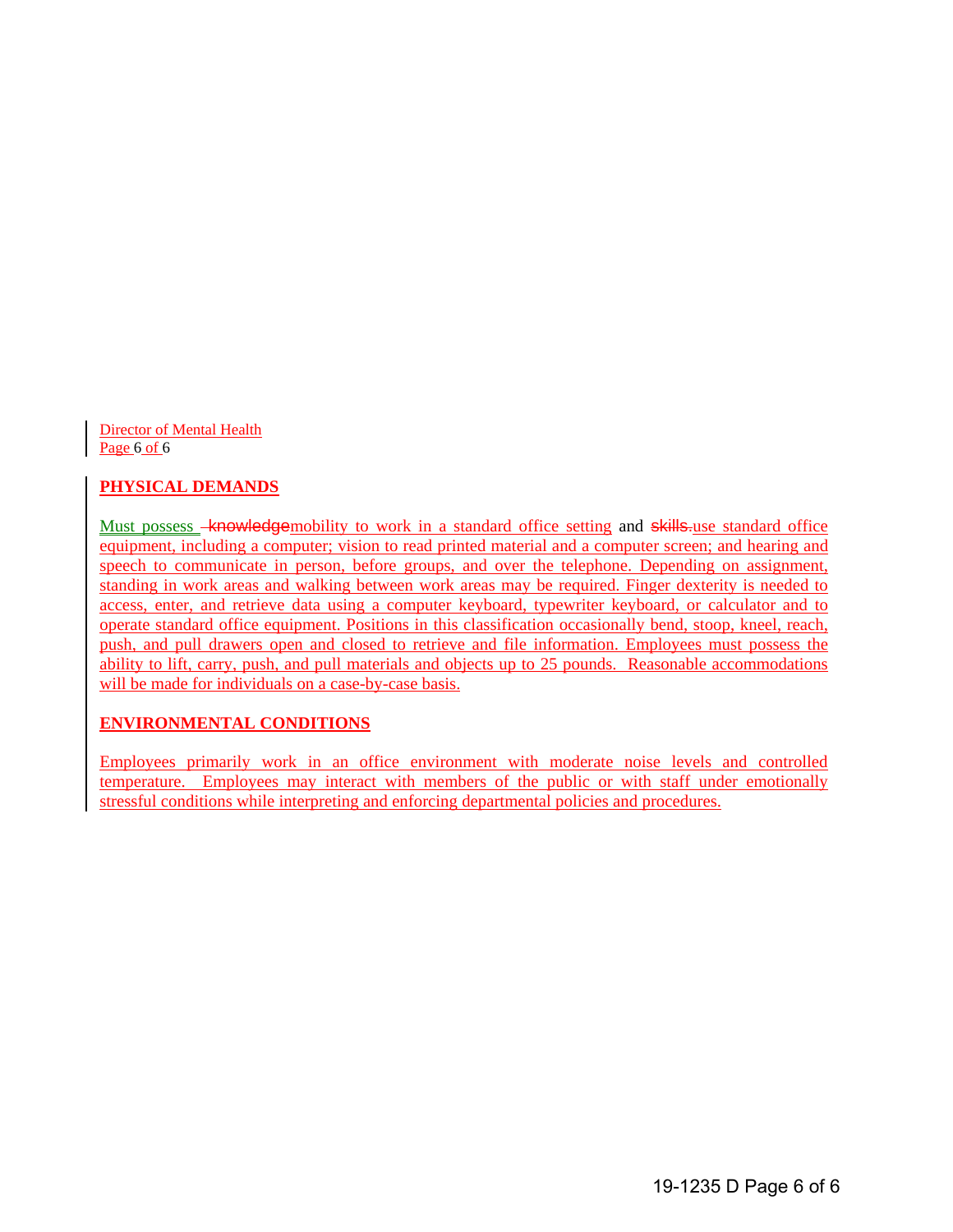## PHYSICAL DEMANDS

Must possess ~~knowledge~~mobility to work in a standard office setting and ~~skills.~~use standard office equipment, including a computer; vision to read printed material and a computer screen; and hearing and speech to communicate in person, before groups, and over the telephone. Depending on assignment, standing in work areas and walking between work areas may be required. Finger dexterity is needed to access, enter, and retrieve data using a computer keyboard, typewriter keyboard, or calculator and to operate standard office equipment. Positions in this classification occasionally bend, stoop, kneel, reach, push, and pull drawers open and closed to retrieve and file information. Employees must possess the ability to lift, carry, push, and pull materials and objects up to 25 pounds. Reasonable accommodations will be made for individuals on a case-by-case basis.

## ENVIRONMENTAL CONDITIONS

Employees primarily work in an office environment with moderate noise levels and controlled temperature. Employees may interact with members of the public or with staff under emotionally stressful conditions while interpreting and enforcing departmental policies and procedures.